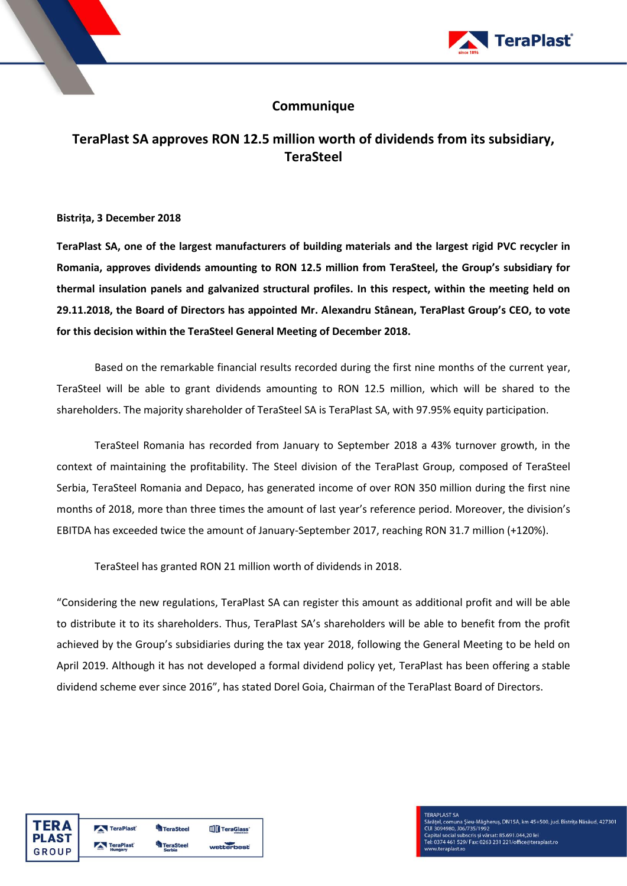# Communique

## TeraPlast SA approves RON 12.5 million worth of dividends from its subsidiary, TeraSteel

**Bistrița, 3 December 2018**

**TeraPlast SA, one of the largest manufacturers of building materials and the largest rigid PVC recycler in Romania, approves dividends amounting to RON 12.5 million from TeraSteel, the Group's subsidiary for thermal insulation panels and galvanized structural profiles. In this respect, within the meeting held on 29.11.2018, the Board of Directors has appointed Mr. Alexandru Stânean, TeraPlast Group's CEO, to vote for this decision within the TeraSteel General Meeting of December 2018.**

Based on the remarkable financial results recorded during the first nine months of the current year, TeraSteel will be able to grant dividends amounting to RON 12.5 million, which will be shared to the shareholders. The majority shareholder of TeraSteel SA is TeraPlast SA, with 97.95% equity participation.

TeraSteel Romania has recorded from January to September 2018 a 43% turnover growth, in the context of maintaining the profitability. The Steel division of the TeraPlast Group, composed of TeraSteel Serbia, TeraSteel Romania and Depaco, has generated income of over RON 350 million during the first nine months of 2018, more than three times the amount of last year's reference period. Moreover, the division's EBITDA has exceeded twice the amount of January-September 2017, reaching RON 31.7 million (+120%).

TeraSteel has granted RON 21 million worth of dividends in 2018.

"Considering the new regulations, TeraPlast SA can register this amount as additional profit and will be able to distribute it to its shareholders. Thus, TeraPlast SA's shareholders will be able to benefit from the profit achieved by the Group's subsidiaries during the tax year 2018, following the General Meeting to be held on April 2019. Although it has not developed a formal dividend policy yet, TeraPlast has been offering a stable dividend scheme ever since 2016", has stated Dorel Goia, Chairman of the TeraPlast Board of Directors.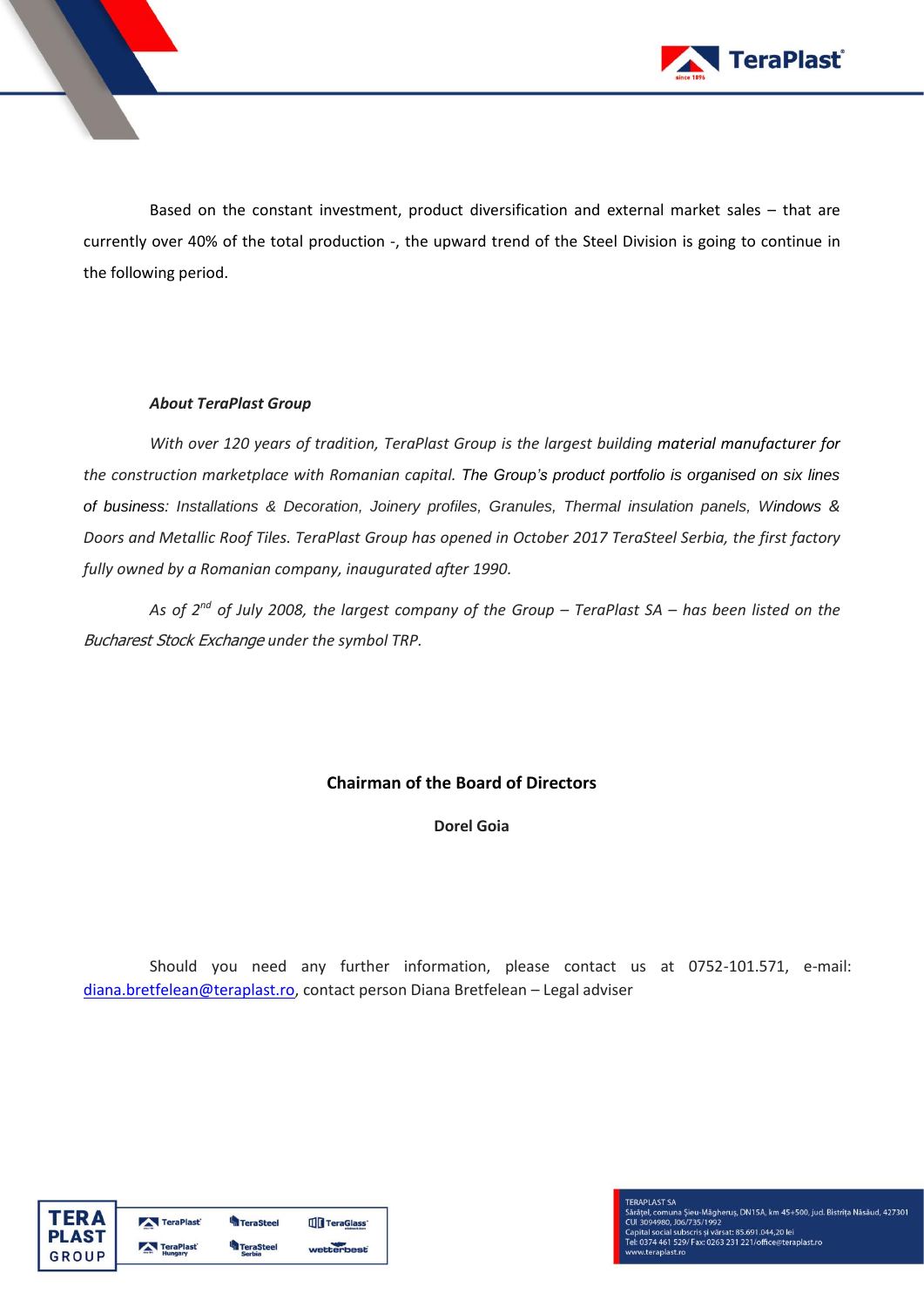Based on the constant investment, product diversification and external market sales – that are currently over 40% of the total production -, the upward trend of the Steel Division is going to continue in the following period.

***About TeraPlast Group***

*With over 120 years of tradition, TeraPlast Group is the largest building material manufacturer for the construction marketplace with Romanian capital. The Group's product portfolio is organised on six lines of business: Installations & Decoration, Joinery profiles, Granules, Thermal insulation panels, Windows & Doors and Metallic Roof Tiles. TeraPlast Group has opened in October 2017 TeraSteel Serbia, the first factory fully owned by a Romanian company, inaugurated after 1990.*

*As of 2nd of July 2008, the largest company of the Group – TeraPlast SA – has been listed on the Bucharest Stock Exchange under the symbol TRP.*

**Chairman of the Board of Directors**

**Dorel Goia**

Should you need any further information, please contact us at 0752-101.571, e-mail: diana.bretfelean@teraplast.ro, contact person Diana Bretfelean – Legal adviser